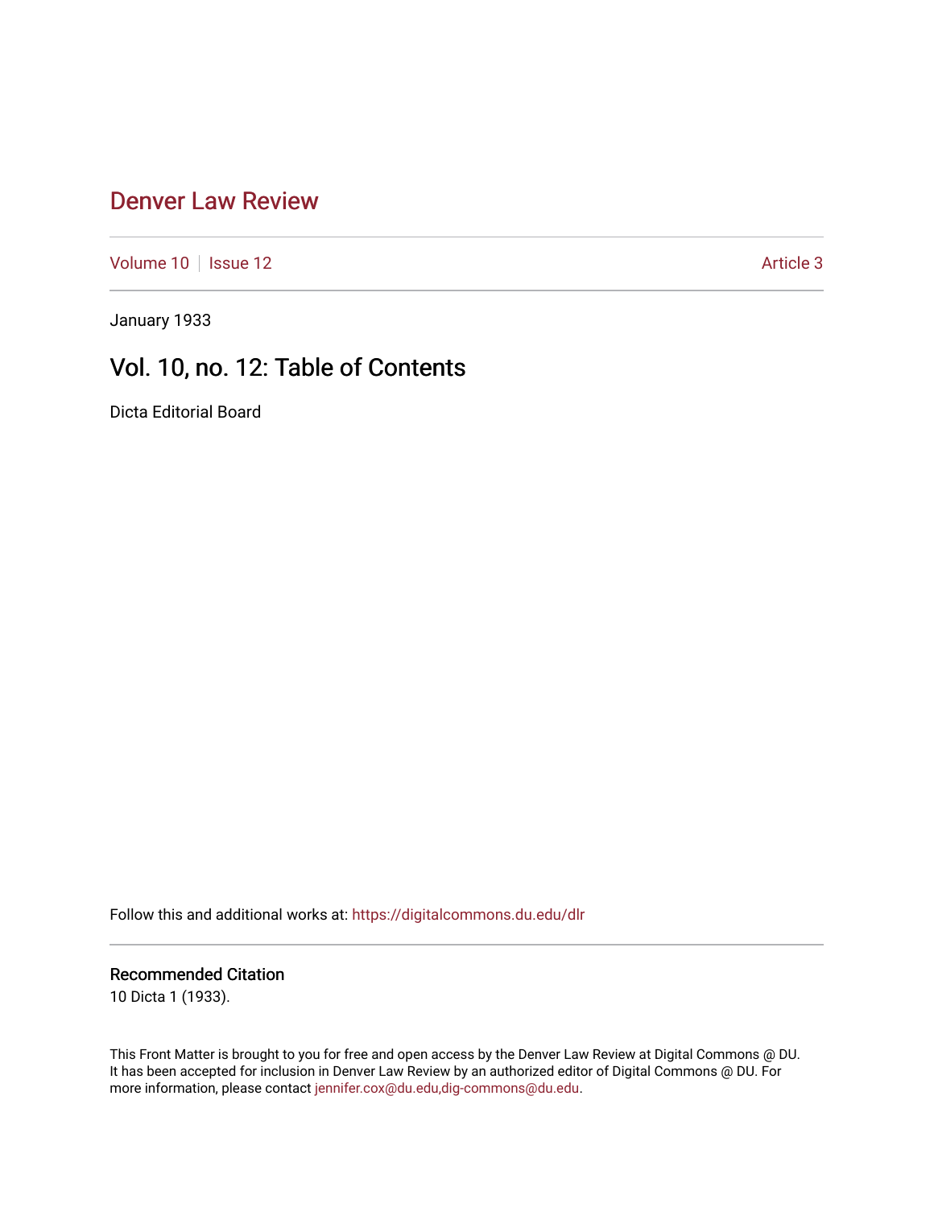# Denver Law Review

Volume 10 | Issue 12 | Article 3

January 1933

## Vol. 10, no. 12: Table of Contents

Dicta Editorial Board

Follow this and additional works at: https://digitalcommons.du.edu/dlr

### Recommended Citation

10 Dicta 1 (1933).

This Front Matter is brought to you for free and open access by the Denver Law Review at Digital Commons @ DU. It has been accepted for inclusion in Denver Law Review by an authorized editor of Digital Commons @ DU. For more information, please contact jennifer.cox@du.edu,dig-commons@du.edu.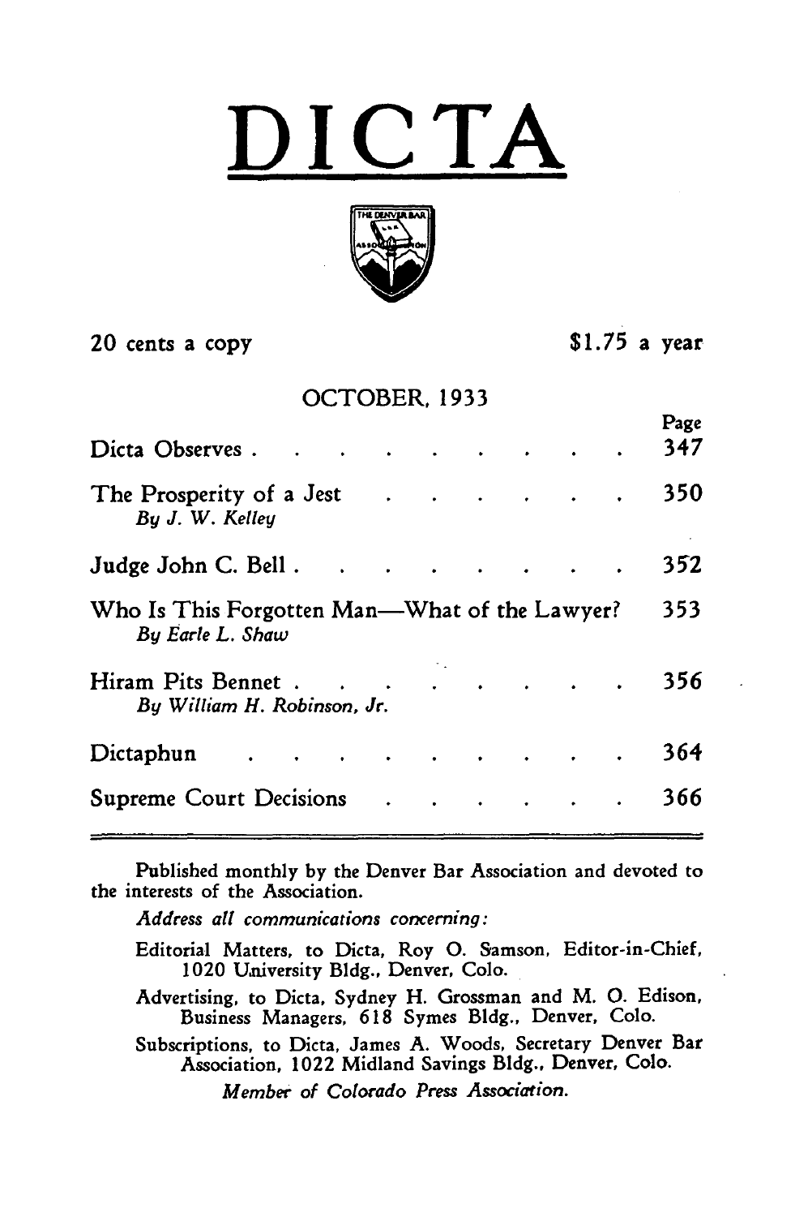# DICTA

20 cents a copy $1.75 a year

OCTOBER, 1933

| | Page |
|---|---|
| Dicta Observes | 347 |
| The Prosperity of a Jest<br>*By J. W. Kelley* | 350 |
| Judge John C. Bell | 352 |
| Who Is This Forgotten Man—What of the Lawyer?<br>*By Earle L. Shaw* | 353 |
| Hiram Pits Bennet<br>*By William H. Robinson, Jr.* | 356 |
| Dictaphun | 364 |
| Supreme Court Decisions | 366 |

Published monthly by the Denver Bar Association and devoted to the interests of the Association.

*Address all communications concerning:*

Editorial Matters, to Dicta, Roy O. Samson, Editor-in-Chief, 1020 University Bldg., Denver, Colo.

Advertising, to Dicta, Sydney H. Grossman and M. O. Edison, Business Managers, 618 Symes Bldg., Denver, Colo.

Subscriptions, to Dicta, James A. Woods, Secretary Denver Bar Association, 1022 Midland Savings Bldg., Denver, Colo.

*Member of Colorado Press Association.*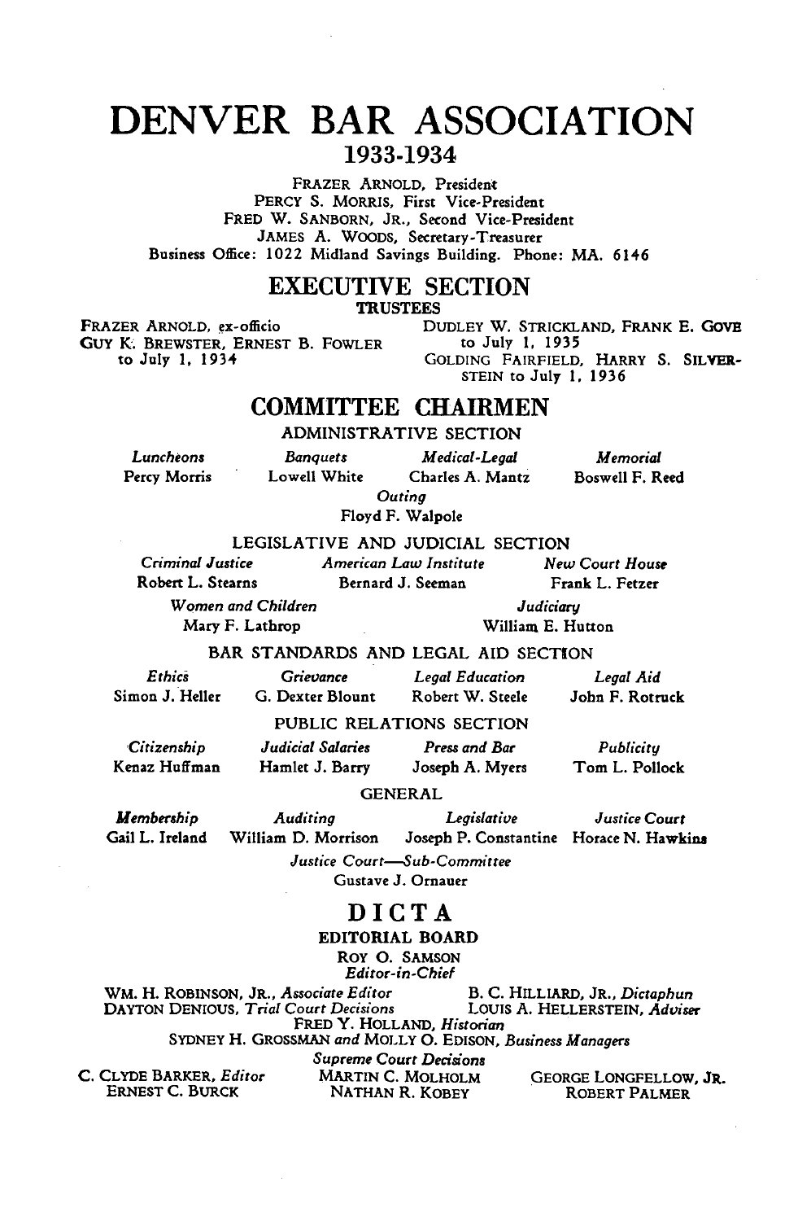# DENVER BAR ASSOCIATION

## 1933-1934

FRAZER ARNOLD, President
PERCY S. MORRIS, First Vice-President
FRED W. SANBORN, JR., Second Vice-President
JAMES A. WOODS, Secretary-Treasurer
Business Office: 1022 Midland Savings Building. Phone: MA. 6146

## EXECUTIVE SECTION

### TRUSTEES

FRAZER ARNOLD, ex-officio
GUY K. BREWSTER, ERNEST B. FOWLER to July 1, 1934
DUDLEY W. STRICKLAND, FRANK E. GOVE to July 1, 1935
GOLDING FAIRFIELD, HARRY S. SILVERSTEIN to July 1, 1936

## COMMITTEE CHAIRMEN

### ADMINISTRATIVE SECTION

| *Luncheons* | *Banquets* | *Medical-Legal* | *Memorial* |
|---|---|---|---|
| Percy Morris | Lowell White | Charles A. Mantz | Boswell F. Reed |

*Outing*
Floyd F. Walpole

### LEGISLATIVE AND JUDICIAL SECTION

| *Criminal Justice* | *American Law Institute* | *New Court House* |
|---|---|---|
| Robert L. Stearns | Bernard J. Seeman | Frank L. Fetzer |

| *Women and Children* | *Judiciary* |
|---|---|
| Mary F. Lathrop | William E. Hutton |

### BAR STANDARDS AND LEGAL AID SECTION

| *Ethics* | *Grievance* | *Legal Education* | *Legal Aid* |
|---|---|---|---|
| Simon J. Heller | G. Dexter Blount | Robert W. Steele | John F. Rotruck |

### PUBLIC RELATIONS SECTION

| *Citizenship* | *Judicial Salaries* | *Press and Bar* | *Publicity* |
|---|---|---|---|
| Kenaz Huffman | Hamlet J. Barry | Joseph A. Myers | Tom L. Pollock |

### GENERAL

| *Membership* | *Auditing* | *Legislative* | *Justice Court* |
|---|---|---|---|
| Gail L. Ireland | William D. Morrison | Joseph P. Constantine | Horace N. Hawkins |

*Justice Court—Sub-Committee*
Gustave J. Ornauer

## DICTA

### EDITORIAL BOARD

ROY O. SAMSON
*Editor-in-Chief*

WM. H. ROBINSON, JR., *Associate Editor*
B. C. HILLIARD, JR., *Dictaphun*
DAYTON DENIOUS, *Trial Court Decisions*
LOUIS A. HELLERSTEIN, *Adviser*
FRED Y. HOLLAND, *Historian*
SYDNEY H. GROSSMAN *and* MOLLY O. EDISON, *Business Managers*

*Supreme Court Decisions*

C. CLYDE BARKER, *Editor*
ERNEST C. BURCK
MARTIN C. MOLHOLM
NATHAN R. KOBEY
GEORGE LONGFELLOW, JR.
ROBERT PALMER